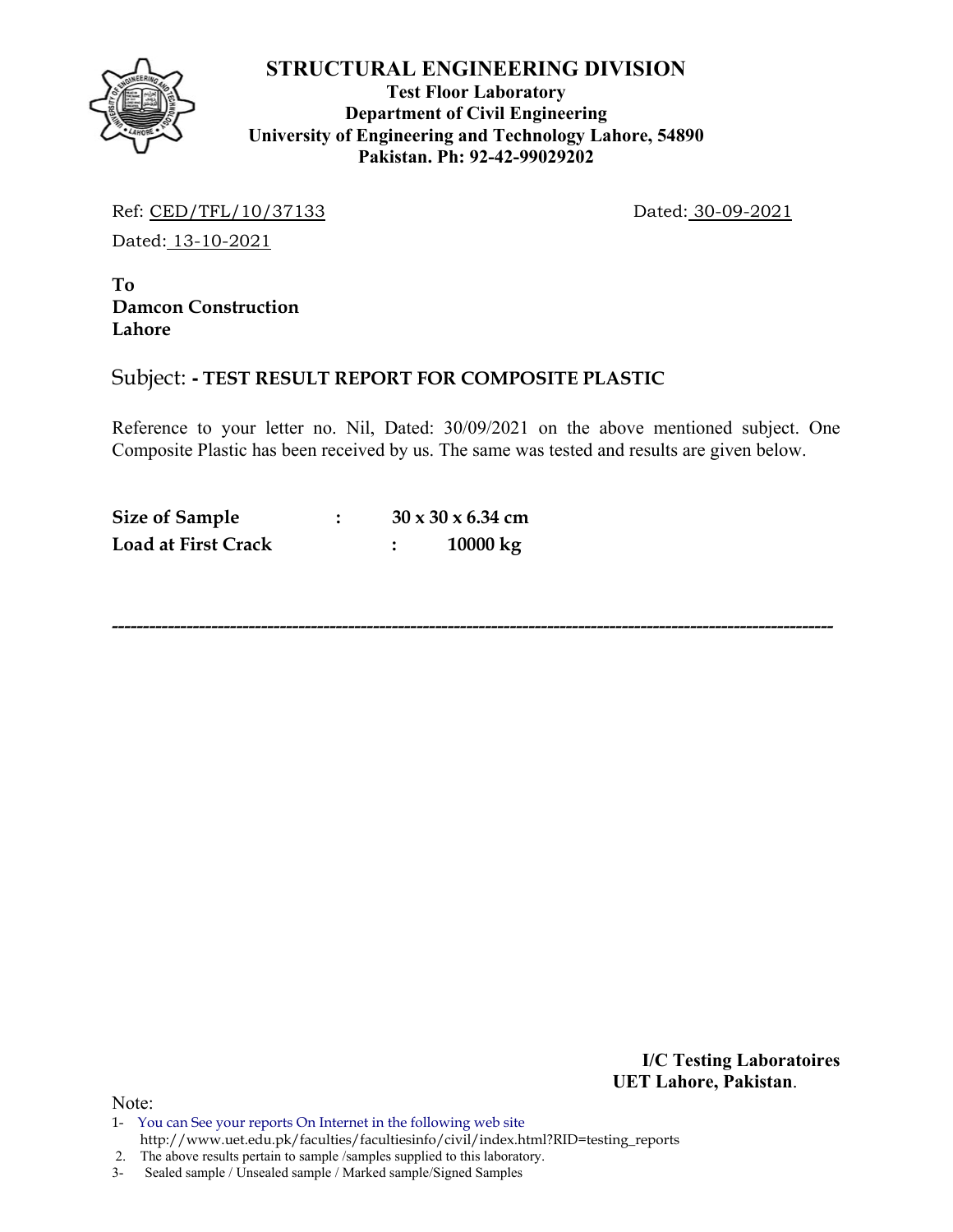# STRUCTURAL ENGINEERING DIVISION

**Test Floor Laboratory**
**Department of Civil Engineering**
**University of Engineering and Technology Lahore, 54890**
**Pakistan. Ph: 92-42-99029202**

Ref: CED/TFL/10/37133 Dated: 30-09-2021

Dated: 13-10-2021

**To**
**Damcon Construction**
**Lahore**

Subject: **- TEST RESULT REPORT FOR COMPOSITE PLASTIC**

Reference to your letter no. Nil, Dated: 30/09/2021 on the above mentioned subject. One Composite Plastic has been received by us. The same was tested and results are given below.

| | | |
|---|---|---|
| **Size of Sample** | : | **30 x 30 x 6.34 cm** |
| **Load at First Crack** | : | **10000 kg** |

---

**I/C Testing Laboratoires**
**UET Lahore, Pakistan.**

Note:

1. You can See your reports On Internet in the following web site http://www.uet.edu.pk/faculties/facultiesinfo/civil/index.html?RID=testing_reports
2. The above results pertain to sample /samples supplied to this laboratory.
3. Sealed sample / Unsealed sample / Marked sample/Signed Samples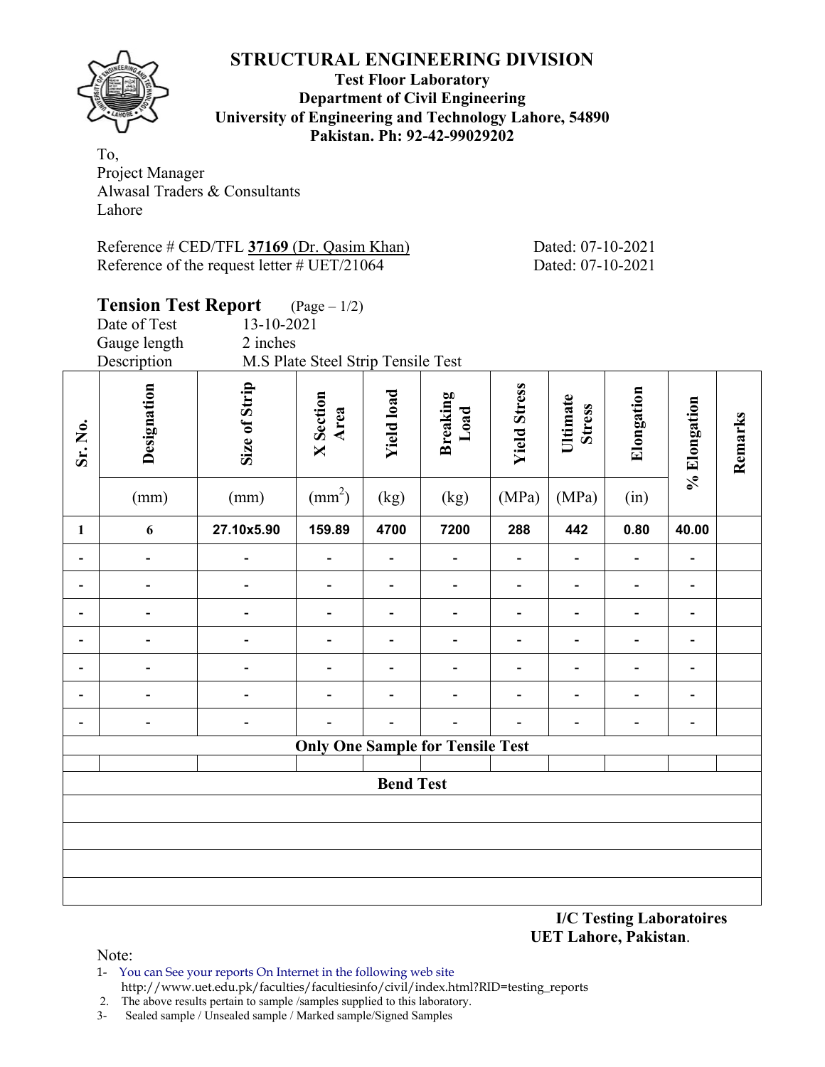# STRUCTURAL ENGINEERING DIVISION

**Test Floor Laboratory**
**Department of Civil Engineering**
**University of Engineering and Technology Lahore, 54890**
**Pakistan. Ph: 92-42-99029202**

To,
Project Manager
Alwasal Traders & Consultants
Lahore

Reference # CED/TFL **37169** (Dr. Qasim Khan) Dated: 07-10-2021
Reference of the request letter # UET/21064 Dated: 07-10-2021

**Tension Test Report** (Page – 1/2)

Date of Test 13-10-2021
Gauge length 2 inches
Description M.S Plate Steel Strip Tensile Test

| Sr. No. | Designation | Size of Strip | X Section Area | Yield load | Breaking Load | Yield Stress | Ultimate Stress | Elongation | % Elongation | Remarks |
|---|---|---|---|---|---|---|---|---|---|---|
| | (mm) | (mm) | (mm$^2$) | (kg) | (kg) | (MPa) | (MPa) | (in) | | |
| 1 | 6 | 27.10x5.90 | 159.89 | 4700 | 7200 | 288 | 442 | 0.80 | 40.00 | |
| - | - | - | - | - | - | - | - | - | - | |
| - | - | - | - | - | - | - | - | - | - | |
| - | - | - | - | - | - | - | - | - | - | |
| - | - | - | - | - | - | - | - | - | - | |
| - | - | - | - | - | - | - | - | - | - | |
| - | - | - | - | - | - | - | - | - | - | |
| - | - | - | - | - | - | - | - | - | - | |
| **Only One Sample for Tensile Test** | | | | | | | | | | |
| | | | | | | | | | | |
| **Bend Test** | | | | | | | | | | |
| | | | | | | | | | | |
| | | | | | | | | | | |
| | | | | | | | | | | |
| | | | | | | | | | | |

**I/C Testing Laboratoires**
**UET Lahore, Pakistan.**

Note:
1- You can See your reports On Internet in the following web site
http://www.uet.edu.pk/faculties/facultiesinfo/civil/index.html?RID=testing_reports
2. The above results pertain to sample /samples supplied to this laboratory.
3- Sealed sample / Unsealed sample / Marked sample/Signed Samples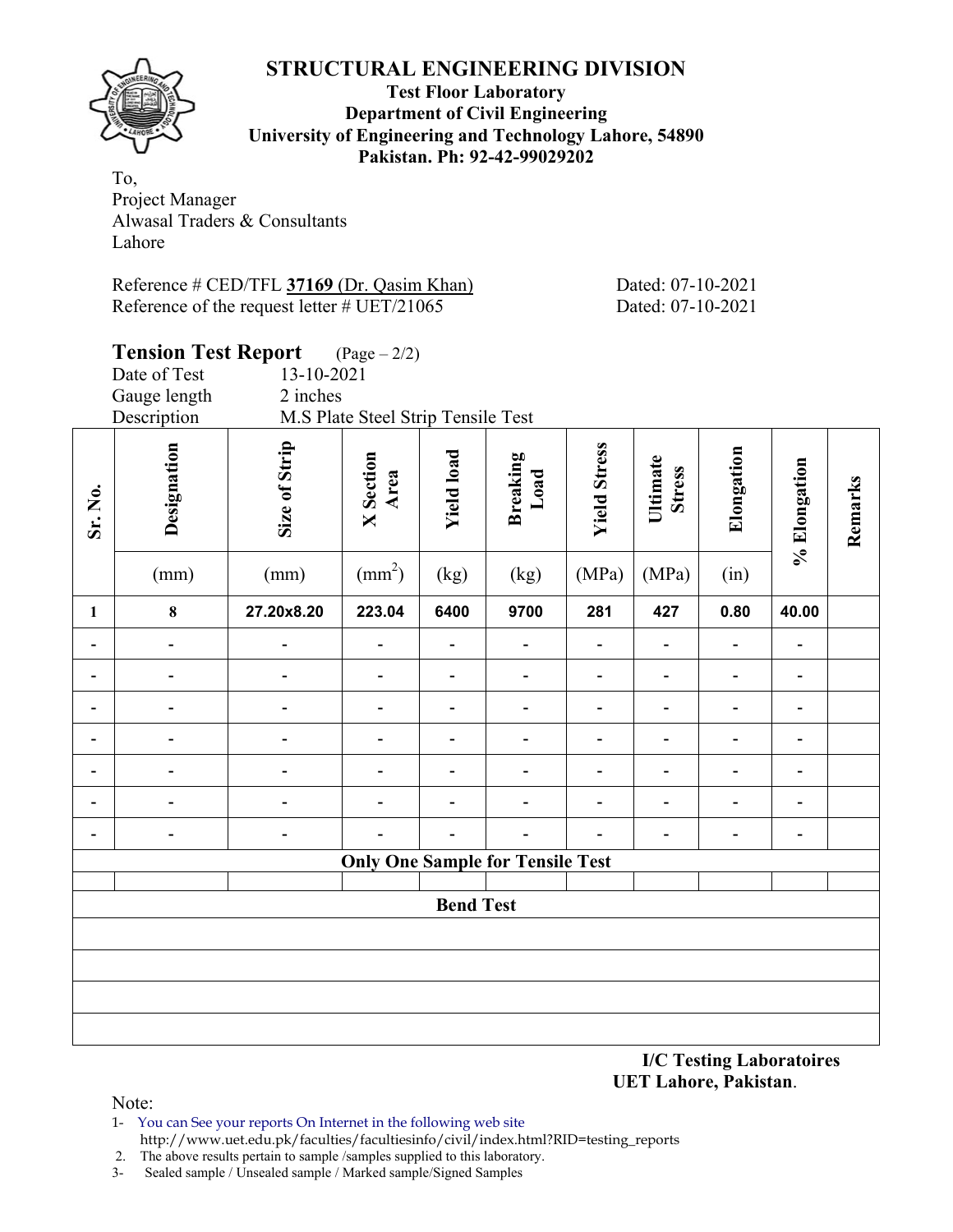# STRUCTURAL ENGINEERING DIVISION

**Test Floor Laboratory**
**Department of Civil Engineering**
**University of Engineering and Technology Lahore, 54890**
**Pakistan. Ph: 92-42-99029202**

To,
Project Manager
Alwasal Traders & Consultants
Lahore

Reference # CED/TFL **37169** (Dr. Qasim Khan) Dated: 07-10-2021
Reference of the request letter # UET/21065 Dated: 07-10-2021

## Tension Test Report (Page – 2/2)

Date of Test 13-10-2021
Gauge length 2 inches
Description M.S Plate Steel Strip Tensile Test

| Sr. No. | Designation (mm) | Size of Strip (mm) | X Section Area ($mm^2$) | Yield load (kg) | Breaking Load (kg) | Yield Stress (MPa) | Ultimate Stress (MPa) | Elongation (in) | % Elongation | Remarks |
|---|---|---|---|---|---|---|---|---|---|---|
| **1** | **8** | **27.20x8.20** | **223.04** | **6400** | **9700** | **281** | **427** | **0.80** | **40.00** | |
| - | - | - | - | - | - | - | - | - | - | |
| - | - | - | - | - | - | - | - | - | - | |
| - | - | - | - | - | - | - | - | - | - | |
| - | - | - | - | - | - | - | - | - | - | |
| - | - | - | - | - | - | - | - | - | - | |
| - | - | - | - | - | - | - | - | - | - | |
| - | - | - | - | - | - | - | - | - | - | |
| **Only One Sample for Tensile Test** | | | | | | | | | | |
| | | | | | | | | | | |
| **Bend Test** | | | | | | | | | | |
| | | | | | | | | | | |
| | | | | | | | | | | |
| | | | | | | | | | | |
| | | | | | | | | | | |

**I/C Testing Laboratoires**
**UET Lahore, Pakistan**.

Note:
1- You can See your reports On Internet in the following web site
http://www.uet.edu.pk/faculties/facultiesinfo/civil/index.html?RID=testing_reports
2. The above results pertain to sample /samples supplied to this laboratory.
3- Sealed sample / Unsealed sample / Marked sample/Signed Samples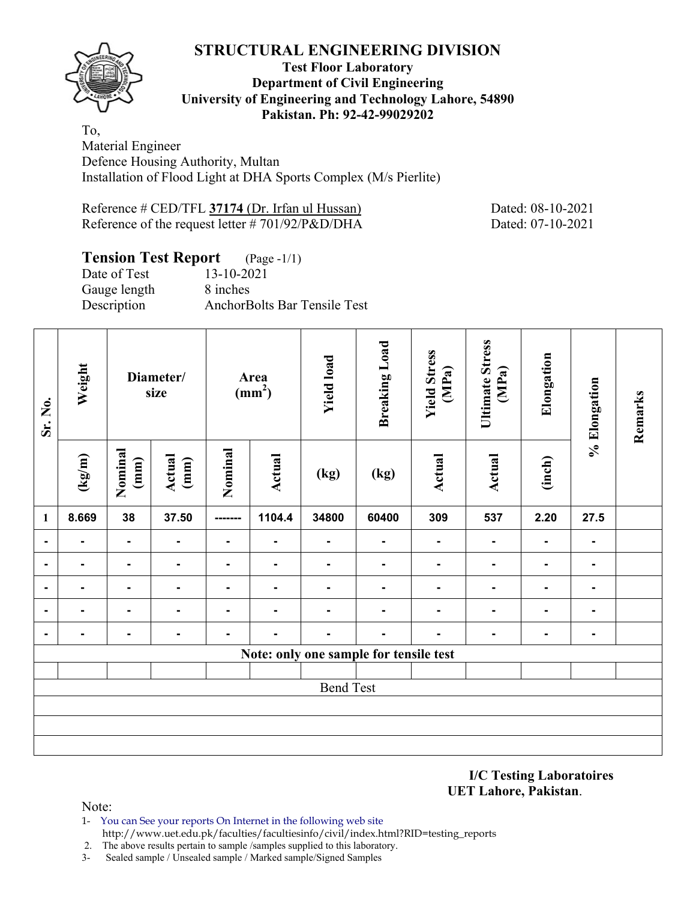# STRUCTURAL ENGINEERING DIVISION

**Test Floor Laboratory**
**Department of Civil Engineering**
**University of Engineering and Technology Lahore, 54890**
**Pakistan. Ph: 92-42-99029202**

To,
Material Engineer
Defence Housing Authority, Multan
Installation of Flood Light at DHA Sports Complex (M/s Pierlite)

Reference # CED/TFL **37174** (Dr. Irfan ul Hussan) Dated: 08-10-2021
Reference of the request letter # 701/92/P&D/DHA Dated: 07-10-2021

## Tension Test Report (Page -1/1)

Date of Test 13-10-2021
Gauge length 8 inches
Description AnchorBolts Bar Tensile Test

| Sr. No. | Weight | Diameter/ size | | Area ($mm^2$) | | Yield load | Breaking Load | Yield Stress (MPa) | Ultimate Stress (MPa) | Elongation | % Elongation | Remarks |
|---|---|---|---|---|---|---|---|---|---|---|---|---|
| | (kg/m) | Nominal (mm) | Actual (mm) | Nominal | Actual | (kg) | (kg) | Actual | Actual | (inch) | | |
| **1** | **8.669** | **38** | **37.50** | **-------** | **1104.4** | **34800** | **60400** | **309** | **537** | **2.20** | **27.5** | |
| - | - | - | - | - | - | - | - | - | - | - | - | |
| - | - | - | - | - | - | - | - | - | - | - | - | |
| - | - | - | - | - | - | - | - | - | - | - | - | |
| - | - | - | - | - | - | - | - | - | - | - | - | |
| - | - | - | - | - | - | - | - | - | - | - | - | |
| **Note: only one sample for tensile test** | | | | | | | | | | | | |
| | | | | | | | | | | | | |
| Bend Test | | | | | | | | | | | | |

**I/C Testing Laboratoires**
**UET Lahore, Pakistan**.

Note:
1- You can See your reports On Internet in the following web site
http://www.uet.edu.pk/faculties/facultiesinfo/civil/index.html?RID=testing_reports
2. The above results pertain to sample /samples supplied to this laboratory.
3- Sealed sample / Unsealed sample / Marked sample/Signed Samples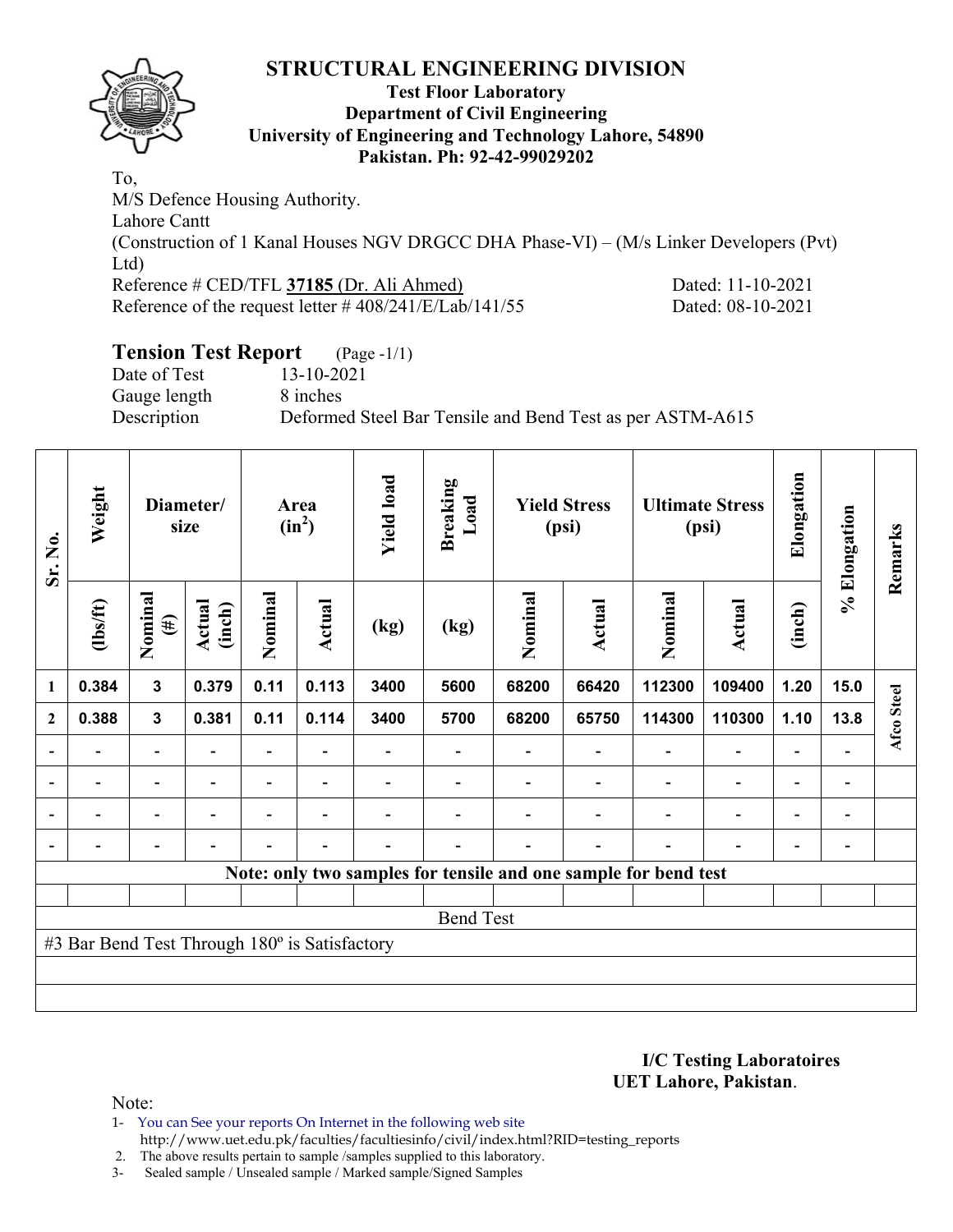# STRUCTURAL ENGINEERING DIVISION

**Test Floor Laboratory**
**Department of Civil Engineering**
**University of Engineering and Technology Lahore, 54890**
**Pakistan. Ph: 92-42-99029202**

To,
M/S Defence Housing Authority.
Lahore Cantt
(Construction of 1 Kanal Houses NGV DRGCC DHA Phase-VI) – (M/s Linker Developers (Pvt) Ltd)
Reference # CED/TFL **37185** (Dr. Ali Ahmed) Dated: 11-10-2021
Reference of the request letter # 408/241/E/Lab/141/55 Dated: 08-10-2021

## Tension Test Report (Page -1/1)

Date of Test 13-10-2021
Gauge length 8 inches
Description Deformed Steel Bar Tensile and Bend Test as per ASTM-A615

| Sr. No. | Weight | Diameter/ size | | Area ($in^2$) | | Yield load | Breaking Load | Yield Stress (psi) | | Ultimate Stress (psi) | | Elongation | % Elongation | Remarks |
|---|---|---|---|---|---|---|---|---|---|---|---|---|---|---|
| | (lbs/ft) | Nominal (#) | Actual (inch) | Nominal | Actual | (kg) | (kg) | Nominal | Actual | Nominal | Actual | (inch) | | |
| 1 | 0.384 | 3 | 0.379 | 0.11 | 0.113 | 3400 | 5600 | 68200 | 66420 | 112300 | 109400 | 1.20 | 15.0 | Afco Steel |
| 2 | 0.388 | 3 | 0.381 | 0.11 | 0.114 | 3400 | 5700 | 68200 | 65750 | 114300 | 110300 | 1.10 | 13.8 | |
| - | - | - | - | - | - | - | - | - | - | - | - | - | - | |
| - | - | - | - | - | - | - | - | - | - | - | - | - | - | |
| - | - | - | - | - | - | - | - | - | - | - | - | - | - | |
| - | - | - | - | - | - | - | - | - | - | - | - | - | - | |

**Note: only two samples for tensile and one sample for bend test**

Bend Test

#3 Bar Bend Test Through 180º is Satisfactory

**I/C Testing Laboratoires**
**UET Lahore, Pakistan**.

Note:
1- You can See your reports On Internet in the following web site
http://www.uet.edu.pk/faculties/facultiesinfo/civil/index.html?RID=testing_reports
2. The above results pertain to sample /samples supplied to this laboratory.
3- Sealed sample / Unsealed sample / Marked sample/Signed Samples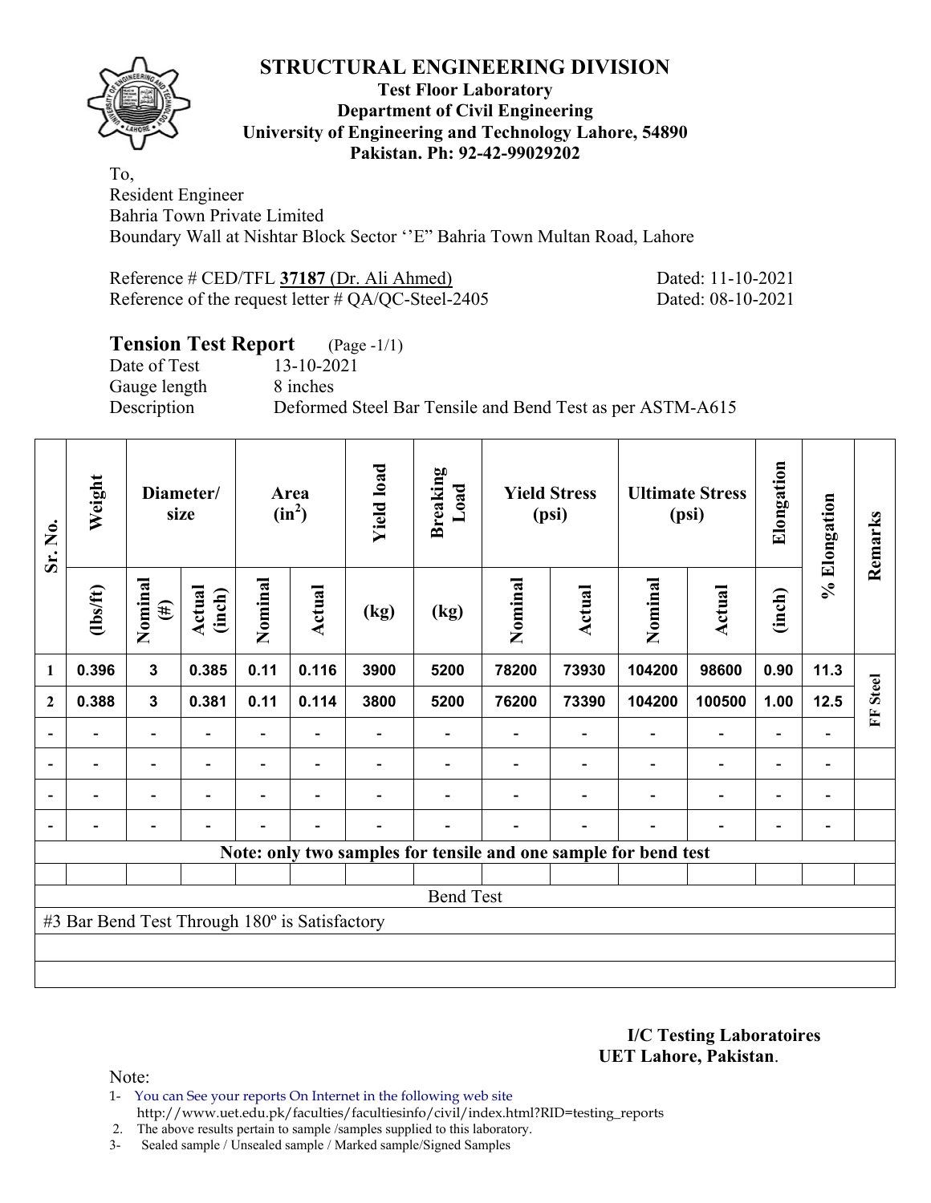# STRUCTURAL ENGINEERING DIVISION

**Test Floor Laboratory**
**Department of Civil Engineering**
**University of Engineering and Technology Lahore, 54890**
**Pakistan. Ph: 92-42-99029202**

To,
Resident Engineer
Bahria Town Private Limited
Boundary Wall at Nishtar Block Sector ''E" Bahria Town Multan Road, Lahore

Reference # CED/TFL **37187** (Dr. Ali Ahmed) Dated: 11-10-2021
Reference of the request letter # QA/QC-Steel-2405 Dated: 08-10-2021

## Tension Test Report (Page -1/1)

Date of Test 13-10-2021
Gauge length 8 inches
Description Deformed Steel Bar Tensile and Bend Test as per ASTM-A615

| Sr. No. | Weight | Diameter/ size | | Area ($in^2$) | | Yield load | Breaking Load | Yield Stress (psi) | | Ultimate Stress (psi) | | Elongation | % Elongation | Remarks |
|---|---|---|---|---|---|---|---|---|---|---|---|---|---|---|
| | (lbs/ft) | Nominal (#) | Actual (inch) | Nominal | Actual | (kg) | (kg) | Nominal | Actual | Nominal | Actual | (inch) | | |
| 1 | 0.396 | 3 | 0.385 | 0.11 | 0.116 | 3900 | 5200 | 78200 | 73930 | 104200 | 98600 | 0.90 | 11.3 | FF Steel |
| 2 | 0.388 | 3 | 0.381 | 0.11 | 0.114 | 3800 | 5200 | 76200 | 73390 | 104200 | 100500 | 1.00 | 12.5 | |
| - | - | - | - | - | - | - | - | - | - | - | - | - | - | |
| - | - | - | - | - | - | - | - | - | - | - | - | - | - | |
| - | - | - | - | - | - | - | - | - | - | - | - | - | - | |
| - | - | - | - | - | - | - | - | - | - | - | - | - | - | |

**Note: only two samples for tensile and one sample for bend test**

Bend Test

#3 Bar Bend Test Through 180º is Satisfactory

**I/C Testing Laboratoires**
**UET Lahore, Pakistan**.

Note:
1- You can See your reports On Internet in the following web site
http://www.uet.edu.pk/faculties/facultiesinfo/civil/index.html?RID=testing_reports
2. The above results pertain to sample /samples supplied to this laboratory.
3- Sealed sample / Unsealed sample / Marked sample/Signed Samples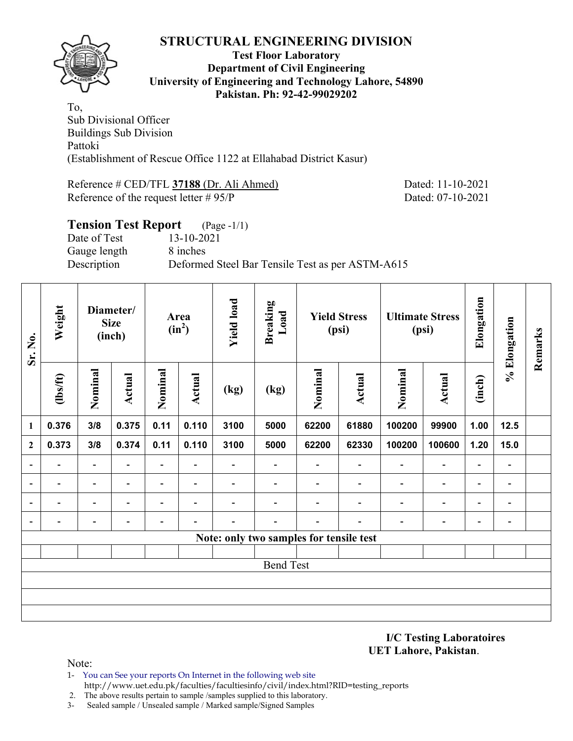# STRUCTURAL ENGINEERING DIVISION

**Test Floor Laboratory**
**Department of Civil Engineering**
**University of Engineering and Technology Lahore, 54890**
**Pakistan. Ph: 92-42-99029202**

To,
Sub Divisional Officer
Buildings Sub Division
Pattoki
(Establishment of Rescue Office 1122 at Ellahabad District Kasur)

Reference # CED/TFL **37188** (Dr. Ali Ahmed) Dated: 11-10-2021
Reference of the request letter # 95/P Dated: 07-10-2021

## Tension Test Report (Page -1/1)

Date of Test 13-10-2021
Gauge length 8 inches
Description Deformed Steel Bar Tensile Test as per ASTM-A615

| Sr. No. | Weight | Diameter/ Size (inch) | | Area ($in^2$) | | Yield load | Breaking Load | Yield Stress (psi) | | Ultimate Stress (psi) | | Elongation | % Elongation | Remarks |
|---|---|---|---|---|---|---|---|---|---|---|---|---|---|---|
| | (lbs/ft) | Nominal | Actual | Nominal | Actual | (kg) | (kg) | Nominal | Actual | Nominal | Actual | (inch) | | |
| 1 | 0.376 | 3/8 | 0.375 | 0.11 | 0.110 | 3100 | 5000 | 62200 | 61880 | 100200 | 99900 | 1.00 | 12.5 | |
| 2 | 0.373 | 3/8 | 0.374 | 0.11 | 0.110 | 3100 | 5000 | 62200 | 62330 | 100200 | 100600 | 1.20 | 15.0 | |
| - | - | - | - | - | - | - | - | - | - | - | - | - | - | |
| - | - | - | - | - | - | - | - | - | - | - | - | - | - | |
| - | - | - | - | - | - | - | - | - | - | - | - | - | - | |
| - | - | - | - | - | - | - | - | - | - | - | - | - | - | |
| **Note: only two samples for tensile test** | | | | | | | | | | | | | | |
| | | | | | | | | | | | | | | |
| Bend Test | | | | | | | | | | | | | | |

**I/C Testing Laboratoires**
**UET Lahore, Pakistan**.

Note:

1- You can See your reports On Internet in the following web site
http://www.uet.edu.pk/faculties/facultiesinfo/civil/index.html?RID=testing_reports
2. The above results pertain to sample /samples supplied to this laboratory.
3- Sealed sample / Unsealed sample / Marked sample/Signed Samples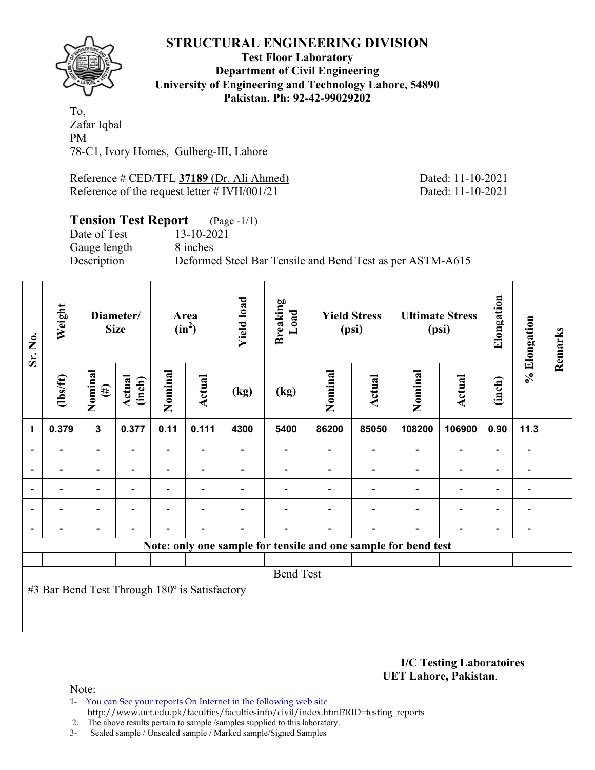# STRUCTURAL ENGINEERING DIVISION

**Test Floor Laboratory**
**Department of Civil Engineering**
**University of Engineering and Technology Lahore, 54890**
**Pakistan. Ph: 92-42-99029202**

To,
Zafar Iqbal
PM
78-C1, Ivory Homes, Gulberg-III, Lahore

Reference # CED/TFL **37189** (Dr. Ali Ahmed) Dated: 11-10-2021
Reference of the request letter # IVH/001/21 Dated: 11-10-2021

## Tension Test Report (Page -1/1)

Date of Test 13-10-2021
Gauge length 8 inches
Description Deformed Steel Bar Tensile and Bend Test as per ASTM-A615

| Sr. No. | Weight | Diameter/ Size | | Area ($in^2$) | | Yield load | Breaking Load | Yield Stress (psi) | | Ultimate Stress (psi) | | Elongation | % Elongation | Remarks |
|---|---|---|---|---|---|---|---|---|---|---|---|---|---|---|
| | (lbs/ft) | Nominal (#) | Actual (inch) | Nominal | Actual | (kg) | (kg) | Nominal | Actual | Nominal | Actual | (inch) | | |
| 1 | 0.379 | 3 | 0.377 | 0.11 | 0.111 | 4300 | 5400 | 86200 | 85050 | 108200 | 106900 | 0.90 | 11.3 | |
| - | - | - | - | - | - | - | - | - | - | - | - | - | - | |
| - | - | - | - | - | - | - | - | - | - | - | - | - | - | |
| - | - | - | - | - | - | - | - | - | - | - | - | - | - | |
| - | - | - | - | - | - | - | - | - | - | - | - | - | - | |
| - | - | - | - | - | - | - | - | - | - | - | - | - | - | |
| **Note: only one sample for tensile and one sample for bend test** | | | | | | | | | | | | | | |
| | | | | | | | | | | | | | | |
| Bend Test | | | | | | | | | | | | | | |
| #3 Bar Bend Test Through 180º is Satisfactory | | | | | | | | | | | | | | |

**I/C Testing Laboratoires**
**UET Lahore, Pakistan**.

Note:

1- You can See your reports On Internet in the following web site
http://www.uet.edu.pk/faculties/facultiesinfo/civil/index.html?RID=testing_reports
2. The above results pertain to sample /samples supplied to this laboratory.
3- Sealed sample / Unsealed sample / Marked sample/Signed Samples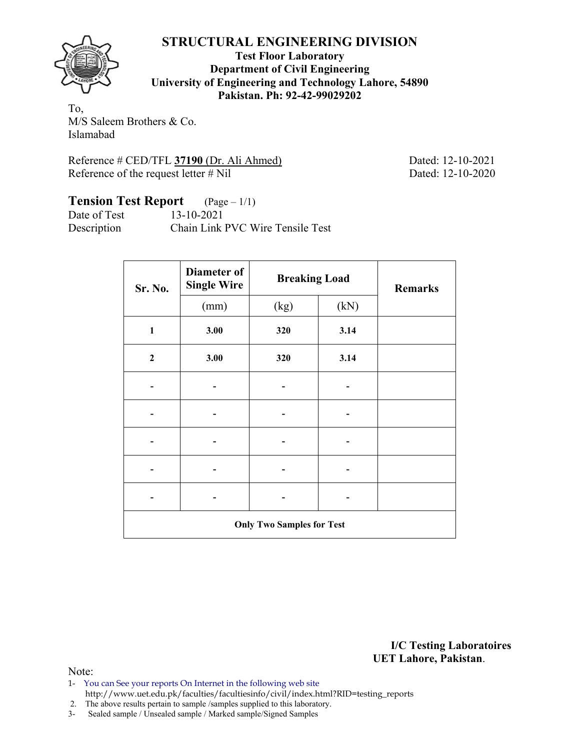# STRUCTURAL ENGINEERING DIVISION

**Test Floor Laboratory**
**Department of Civil Engineering**
**University of Engineering and Technology Lahore, 54890**
**Pakistan. Ph: 92-42-99029202**

To,
M/S Saleem Brothers & Co.
Islamabad

Reference # CED/TFL **37190** (Dr. Ali Ahmed) Dated: 12-10-2021
Reference of the request letter # Nil Dated: 12-10-2020

## Tension Test Report (Page – 1/1)

Date of Test 13-10-2021
Description Chain Link PVC Wire Tensile Test

| Sr. No. | Diameter of Single Wire | Breaking Load | | Remarks |
|---|---|---|---|---|
| | (mm) | (kg) | (kN) | |
| **1** | **3.00** | **320** | **3.14** | |
| **2** | **3.00** | **320** | **3.14** | |
| - | - | - | - | |
| - | - | - | - | |
| - | - | - | - | |
| - | - | - | - | |
| - | - | - | - | |
| **Only Two Samples for Test** | | | | |

**I/C Testing Laboratoires**
**UET Lahore, Pakistan**.

Note:
1- You can See your reports On Internet in the following web site
http://www.uet.edu.pk/faculties/facultiesinfo/civil/index.html?RID=testing_reports
2. The above results pertain to sample /samples supplied to this laboratory.
3- Sealed sample / Unsealed sample / Marked sample/Signed Samples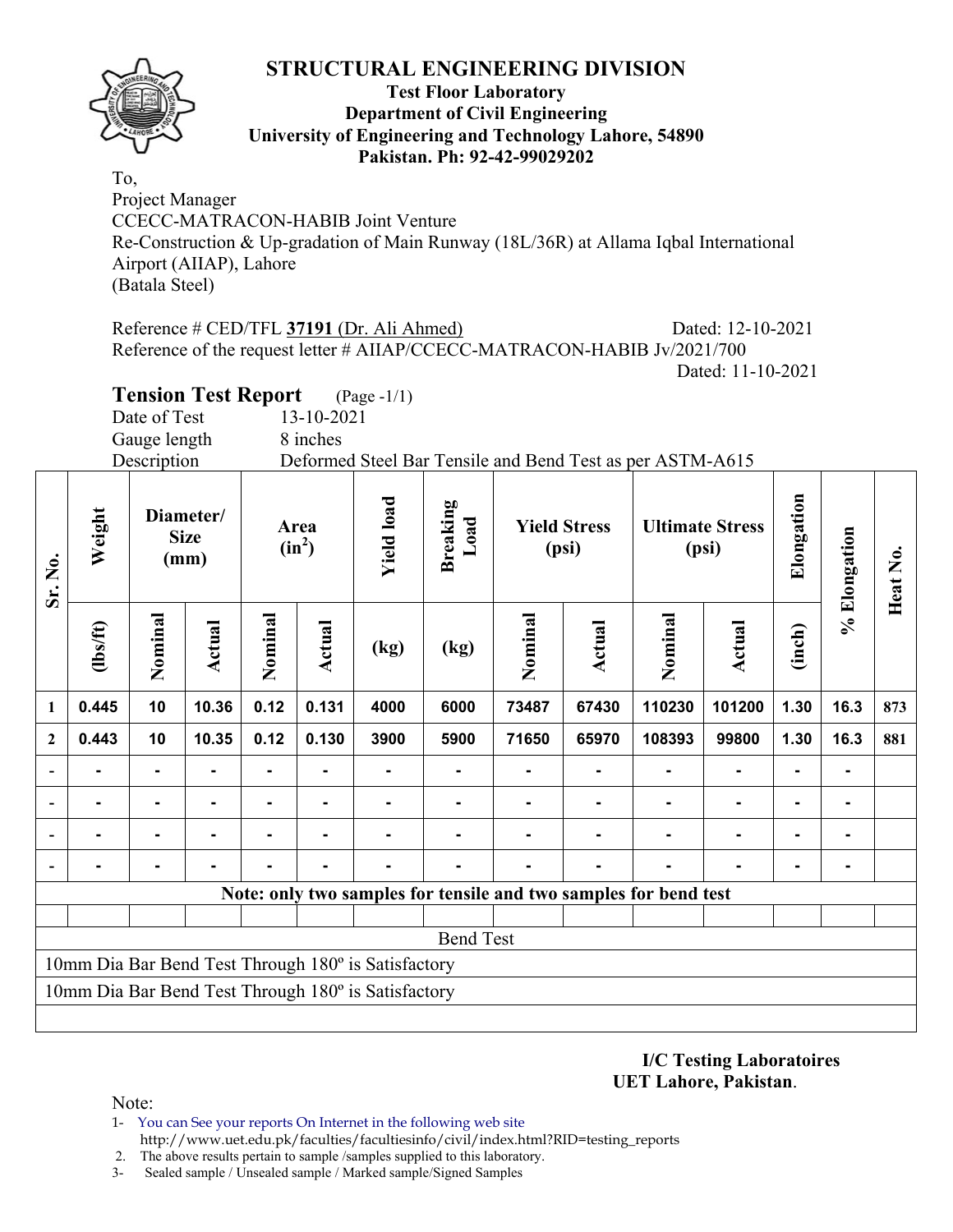# STRUCTURAL ENGINEERING DIVISION

**Test Floor Laboratory**
**Department of Civil Engineering**
**University of Engineering and Technology Lahore, 54890**
**Pakistan. Ph: 92-42-99029202**

To,
Project Manager
CCECC-MATRACON-HABIB Joint Venture
Re-Construction & Up-gradation of Main Runway (18L/36R) at Allama Iqbal International Airport (AIIAP), Lahore
(Batala Steel)

Reference # CED/TFL **37191** (Dr. Ali Ahmed) Dated: 12-10-2021
Reference of the request letter # AIIAP/CCECC-MATRACON-HABIB Jv/2021/700 Dated: 11-10-2021

## Tension Test Report (Page -1/1)

Date of Test 13-10-2021
Gauge length 8 inches
Description Deformed Steel Bar Tensile and Bend Test as per ASTM-A615

| Sr. No. | Weight | Diameter/ Size (mm) | | Area ($in^2$) | | Yield load | Breaking Load | Yield Stress (psi) | | Ultimate Stress (psi) | | Elongation | % Elongation | Heat No. |
|---|---|---|---|---|---|---|---|---|---|---|---|---|---|---|
| | (lbs/ft) | Nominal | Actual | Nominal | Actual | (kg) | (kg) | Nominal | Actual | Nominal | Actual | (inch) | | |
| 1 | 0.445 | 10 | 10.36 | 0.12 | 0.131 | 4000 | 6000 | 73487 | 67430 | 110230 | 101200 | 1.30 | 16.3 | 873 |
| 2 | 0.443 | 10 | 10.35 | 0.12 | 0.130 | 3900 | 5900 | 71650 | 65970 | 108393 | 99800 | 1.30 | 16.3 | 881 |
| - | - | - | - | - | - | - | - | - | - | - | - | - | - | |
| - | - | - | - | - | - | - | - | - | - | - | - | - | - | |
| - | - | - | - | - | - | - | - | - | - | - | - | - | - | |
| - | - | - | - | - | - | - | - | - | - | - | - | - | - | |

**Note: only two samples for tensile and two samples for bend test**

Bend Test

10mm Dia Bar Bend Test Through 180º is Satisfactory
10mm Dia Bar Bend Test Through 180º is Satisfactory

**I/C Testing Laboratoires**
**UET Lahore, Pakistan**.

Note:
1- You can See your reports On Internet in the following web site http://www.uet.edu.pk/faculties/facultiesinfo/civil/index.html?RID=testing_reports
2. The above results pertain to sample /samples supplied to this laboratory.
3- Sealed sample / Unsealed sample / Marked sample/Signed Samples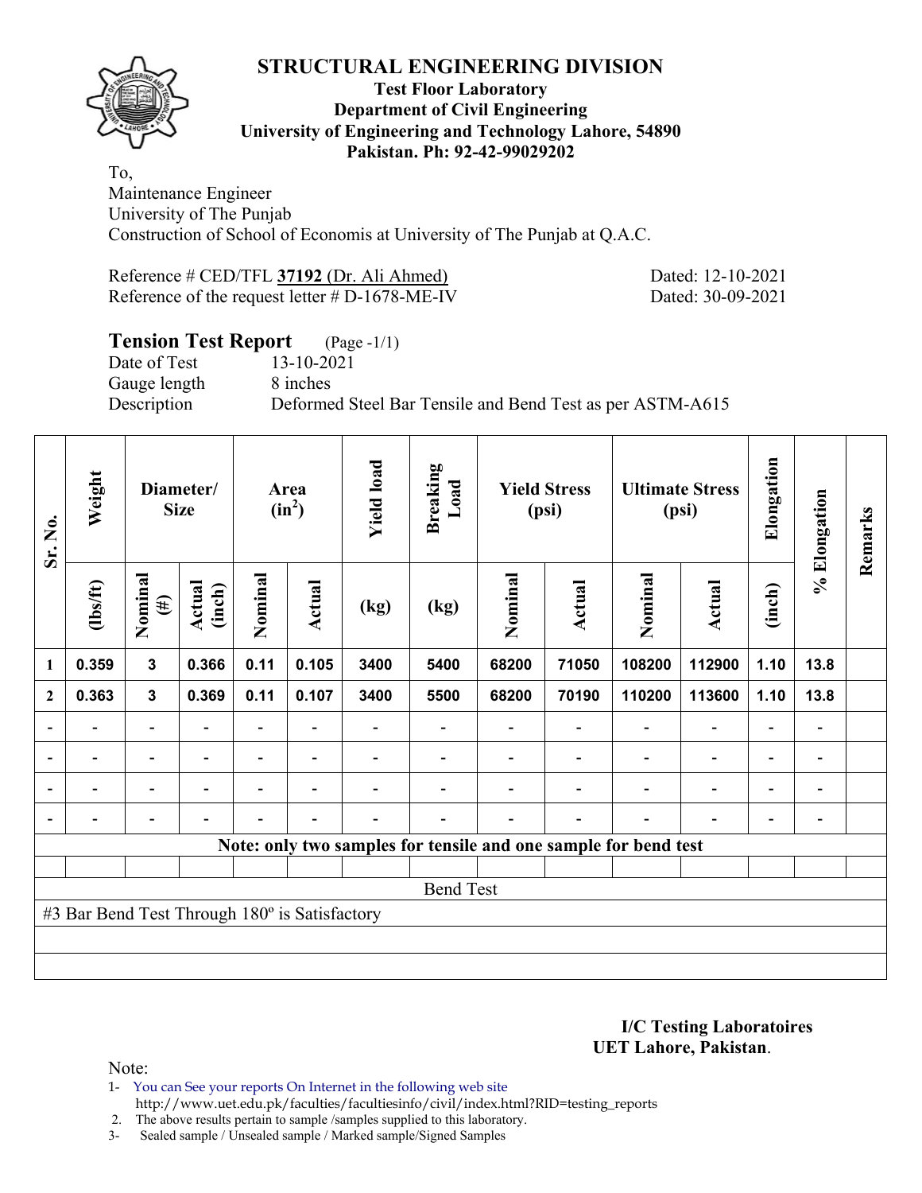# STRUCTURAL ENGINEERING DIVISION

**Test Floor Laboratory**
**Department of Civil Engineering**
**University of Engineering and Technology Lahore, 54890**
**Pakistan. Ph: 92-42-99029202**

To,
Maintenance Engineer
University of The Punjab
Construction of School of Economis at University of The Punjab at Q.A.C.

Reference # CED/TFL **37192** (Dr. Ali Ahmed) Dated: 12-10-2021
Reference of the request letter # D-1678-ME-IV Dated: 30-09-2021

## Tension Test Report (Page -1/1)

Date of Test 13-10-2021
Gauge length 8 inches
Description Deformed Steel Bar Tensile and Bend Test as per ASTM-A615

| Sr. No. | Weight | Diameter/ Size | | Area ($in^2$) | | Yield load | Breaking Load | Yield Stress (psi) | | Ultimate Stress (psi) | | Elongation | % Elongation | Remarks |
|---|---|---|---|---|---|---|---|---|---|---|---|---|---|---|
| | (lbs/ft) | Nominal (#) | Actual (inch) | Nominal | Actual | (kg) | (kg) | Nominal | Actual | Nominal | Actual | (inch) | | |
| 1 | 0.359 | 3 | 0.366 | 0.11 | 0.105 | 3400 | 5400 | 68200 | 71050 | 108200 | 112900 | 1.10 | 13.8 | |
| 2 | 0.363 | 3 | 0.369 | 0.11 | 0.107 | 3400 | 5500 | 68200 | 70190 | 110200 | 113600 | 1.10 | 13.8 | |
| - | - | - | - | - | - | - | - | - | - | - | - | - | - | |
| - | - | - | - | - | - | - | - | - | - | - | - | - | - | |
| - | - | - | - | - | - | - | - | - | - | - | - | - | - | |
| - | - | - | - | - | - | - | - | - | - | - | - | - | - | |

**Note: only two samples for tensile and one sample for bend test**

Bend Test

#3 Bar Bend Test Through 180º is Satisfactory

**I/C Testing Laboratoires**
**UET Lahore, Pakistan**.

Note:
1- You can See your reports On Internet in the following web site
http://www.uet.edu.pk/faculties/facultiesinfo/civil/index.html?RID=testing_reports
2. The above results pertain to sample /samples supplied to this laboratory.
3- Sealed sample / Unsealed sample / Marked sample/Signed Samples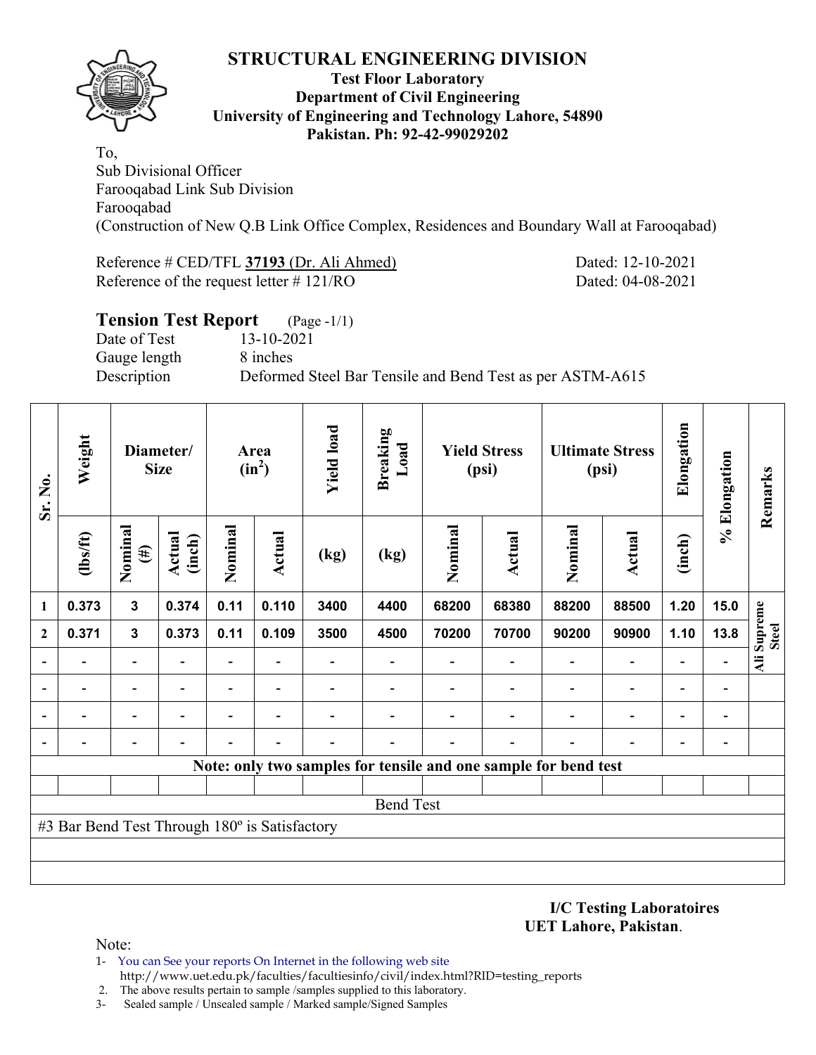# STRUCTURAL ENGINEERING DIVISION

**Test Floor Laboratory**
**Department of Civil Engineering**
**University of Engineering and Technology Lahore, 54890**
**Pakistan. Ph: 92-42-99029202**

To,
Sub Divisional Officer
Farooqabad Link Sub Division
Farooqabad
(Construction of New Q.B Link Office Complex, Residences and Boundary Wall at Farooqabad)

Reference # CED/TFL **37193** (Dr. Ali Ahmed) Dated: 12-10-2021
Reference of the request letter # 121/RO Dated: 04-08-2021

## Tension Test Report (Page -1/1)

Date of Test 13-10-2021
Gauge length 8 inches
Description Deformed Steel Bar Tensile and Bend Test as per ASTM-A615

| Sr. No. | Weight | Diameter/ Size | | Area ($in^2$) | | Yield load | Breaking Load | Yield Stress (psi) | | Ultimate Stress (psi) | | Elongation | % Elongation | Remarks |
|---|---|---|---|---|---|---|---|---|---|---|---|---|---|---|
| | (lbs/ft) | Nominal (#) | Actual (inch) | Nominal | Actual | (kg) | (kg) | Nominal | Actual | Nominal | Actual | (inch) | | |
| 1 | 0.373 | 3 | 0.374 | 0.11 | 0.110 | 3400 | 4400 | 68200 | 68380 | 88200 | 88500 | 1.20 | 15.0 | Ali Supreme Steel |
| 2 | 0.371 | 3 | 0.373 | 0.11 | 0.109 | 3500 | 4500 | 70200 | 70700 | 90200 | 90900 | 1.10 | 13.8 | |
| - | - | - | - | - | - | - | - | - | - | - | - | - | - | |
| - | - | - | - | - | - | - | - | - | - | - | - | - | - | |
| - | - | - | - | - | - | - | - | - | - | - | - | - | - | |
| - | - | - | - | - | - | - | - | - | - | - | - | - | - | |

**Note: only two samples for tensile and one sample for bend test**

Bend Test

#3 Bar Bend Test Through 180º is Satisfactory

**I/C Testing Laboratoires**
**UET Lahore, Pakistan**.

Note:
1- You can See your reports On Internet in the following web site
http://www.uet.edu.pk/faculties/facultiesinfo/civil/index.html?RID=testing_reports
2. The above results pertain to sample /samples supplied to this laboratory.
3- Sealed sample / Unsealed sample / Marked sample/Signed Samples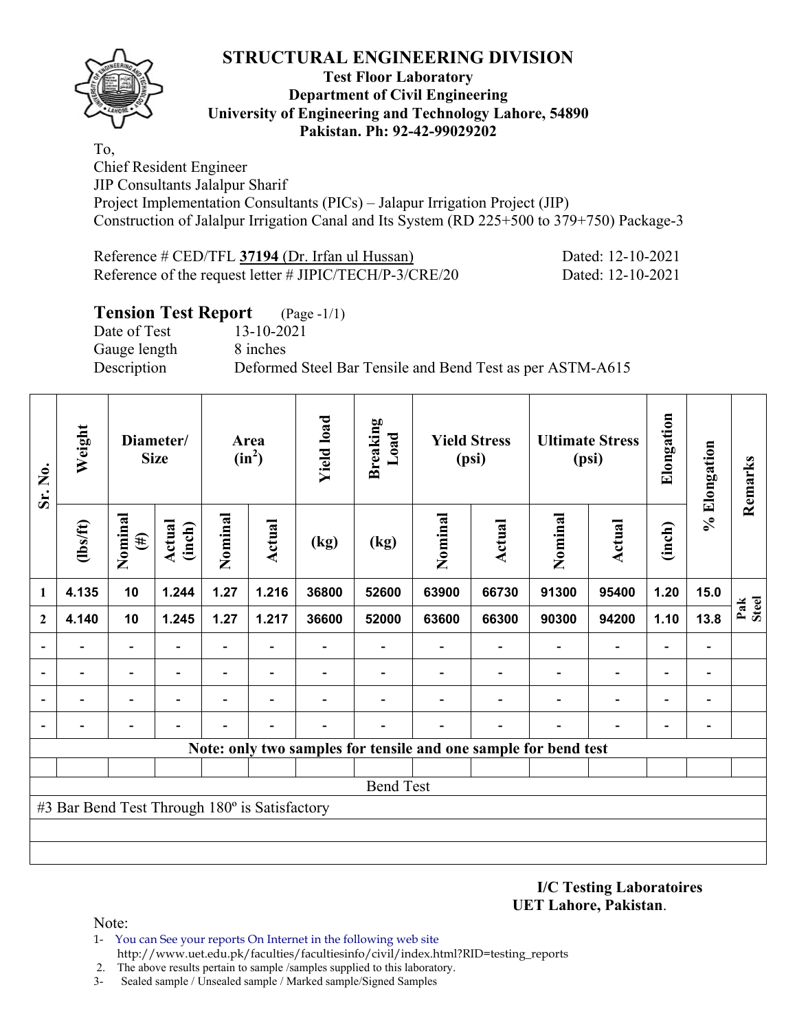# STRUCTURAL ENGINEERING DIVISION

**Test Floor Laboratory**
**Department of Civil Engineering**
**University of Engineering and Technology Lahore, 54890**
**Pakistan. Ph: 92-42-99029202**

To,
Chief Resident Engineer
JIP Consultants Jalalpur Sharif
Project Implementation Consultants (PICs) – Jalapur Irrigation Project (JIP)
Construction of Jalalpur Irrigation Canal and Its System (RD 225+500 to 379+750) Package-3

Reference # CED/TFL **37194** (Dr. Irfan ul Hussan) Dated: 12-10-2021
Reference of the request letter # JIPIC/TECH/P-3/CRE/20 Dated: 12-10-2021

## Tension Test Report (Page -1/1)

Date of Test 13-10-2021
Gauge length 8 inches
Description Deformed Steel Bar Tensile and Bend Test as per ASTM-A615

| Sr. No. | Weight | Diameter/ Size | | Area ($in^2$) | | Yield load | Breaking Load | Yield Stress (psi) | | Ultimate Stress (psi) | | Elongation | % Elongation | Remarks |
|---|---|---|---|---|---|---|---|---|---|---|---|---|---|---|
| | (lbs/ft) | Nominal (#) | Actual (inch) | Nominal | Actual | (kg) | (kg) | Nominal | Actual | Nominal | Actual | (inch) | | |
| 1 | 4.135 | 10 | 1.244 | 1.27 | 1.216 | 36800 | 52600 | 63900 | 66730 | 91300 | 95400 | 1.20 | 15.0 | Pak Steel |
| 2 | 4.140 | 10 | 1.245 | 1.27 | 1.217 | 36600 | 52000 | 63600 | 66300 | 90300 | 94200 | 1.10 | 13.8 | |
| - | - | - | - | - | - | - | - | - | - | - | - | - | - | |
| - | - | - | - | - | - | - | - | - | - | - | - | - | - | |
| - | - | - | - | - | - | - | - | - | - | - | - | - | - | |
| - | - | - | - | - | - | - | - | - | - | - | - | - | - | |
| **Note: only two samples for tensile and one sample for bend test** | | | | | | | | | | | | | | |
| | | | | | | | | | | | | | | |
| Bend Test | | | | | | | | | | | | | | |
| #3 Bar Bend Test Through 180º is Satisfactory | | | | | | | | | | | | | | |

**I/C Testing Laboratoires**
**UET Lahore, Pakistan**.

Note:
1- You can See your reports On Internet in the following web site
http://www.uet.edu.pk/faculties/facultiesinfo/civil/index.html?RID=testing_reports
2. The above results pertain to sample /samples supplied to this laboratory.
3- Sealed sample / Unsealed sample / Marked sample/Signed Samples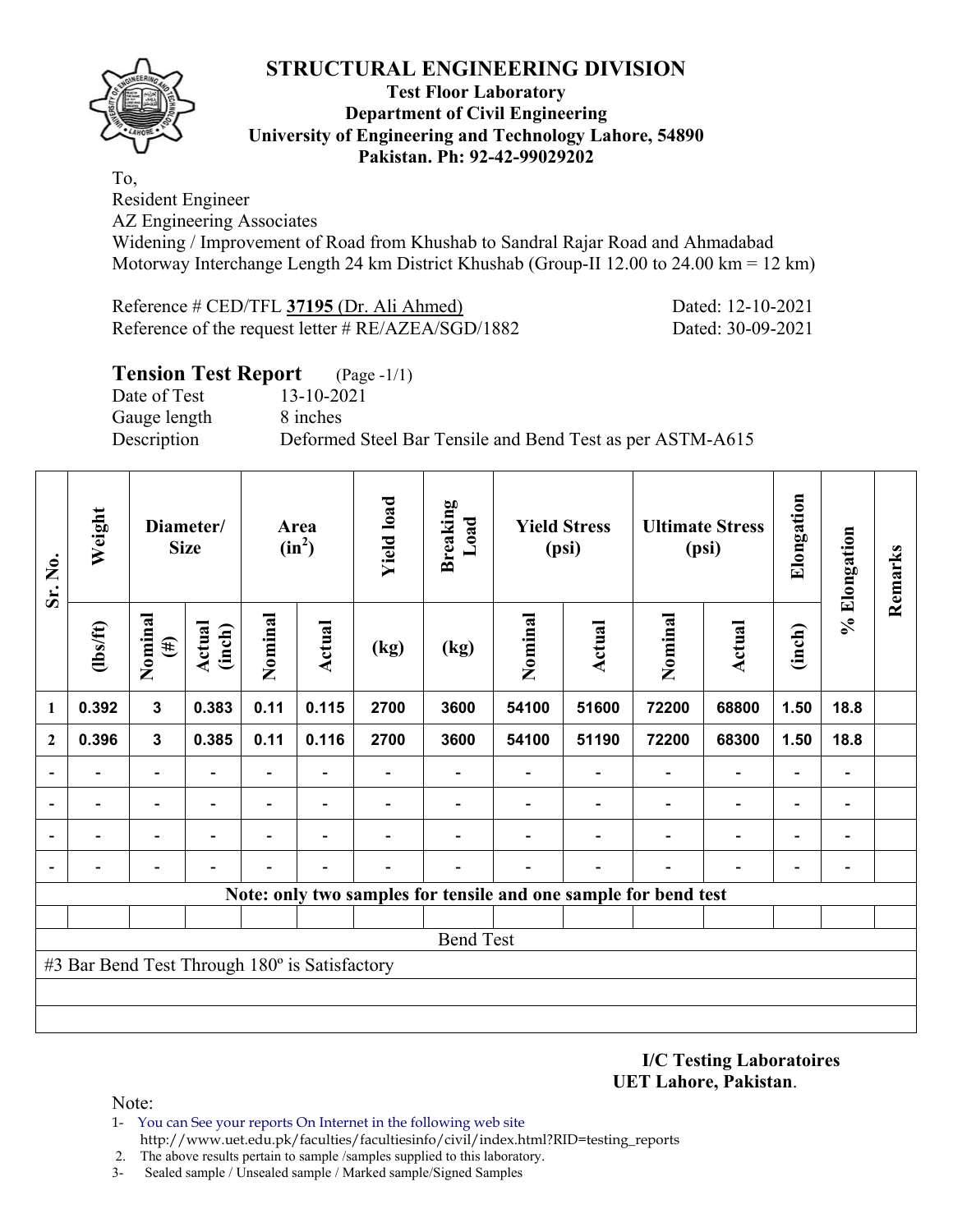# STRUCTURAL ENGINEERING DIVISION

**Test Floor Laboratory**
**Department of Civil Engineering**
**University of Engineering and Technology Lahore, 54890**
**Pakistan. Ph: 92-42-99029202**

To,
Resident Engineer
AZ Engineering Associates
Widening / Improvement of Road from Khushab to Sandral Rajar Road and Ahmadabad Motorway Interchange Length 24 km District Khushab (Group-II 12.00 to 24.00 km = 12 km)

Reference # CED/TFL **37195** (Dr. Ali Ahmed) Dated: 12-10-2021
Reference of the request letter # RE/AZEA/SGD/1882 Dated: 30-09-2021

## Tension Test Report (Page -1/1)

Date of Test 13-10-2021
Gauge length 8 inches
Description Deformed Steel Bar Tensile and Bend Test as per ASTM-A615

| Sr. No. | Weight | Diameter/ Size | | Area ($in^2$) | | Yield load | Breaking Load | Yield Stress (psi) | | Ultimate Stress (psi) | | Elongation | % Elongation | Remarks |
|---|---|---|---|---|---|---|---|---|---|---|---|---|---|---|
| | (lbs/ft) | Nominal (#) | Actual (inch) | Nominal | Actual | (kg) | (kg) | Nominal | Actual | Nominal | Actual | (inch) | | |
| 1 | 0.392 | 3 | 0.383 | 0.11 | 0.115 | 2700 | 3600 | 54100 | 51600 | 72200 | 68800 | 1.50 | 18.8 | |
| 2 | 0.396 | 3 | 0.385 | 0.11 | 0.116 | 2700 | 3600 | 54100 | 51190 | 72200 | 68300 | 1.50 | 18.8 | |
| - | - | - | - | - | - | - | - | - | - | - | - | - | - | |
| - | - | - | - | - | - | - | - | - | - | - | - | - | - | |
| - | - | - | - | - | - | - | - | - | - | - | - | - | - | |
| - | - | - | - | - | - | - | - | - | - | - | - | - | - | |

**Note: only two samples for tensile and one sample for bend test**

Bend Test

#3 Bar Bend Test Through 180º is Satisfactory

**I/C Testing Laboratoires**
**UET Lahore, Pakistan**.

Note:
1- You can See your reports On Internet in the following web site
http://www.uet.edu.pk/faculties/facultiesinfo/civil/index.html?RID=testing_reports
2. The above results pertain to sample /samples supplied to this laboratory.
3- Sealed sample / Unsealed sample / Marked sample/Signed Samples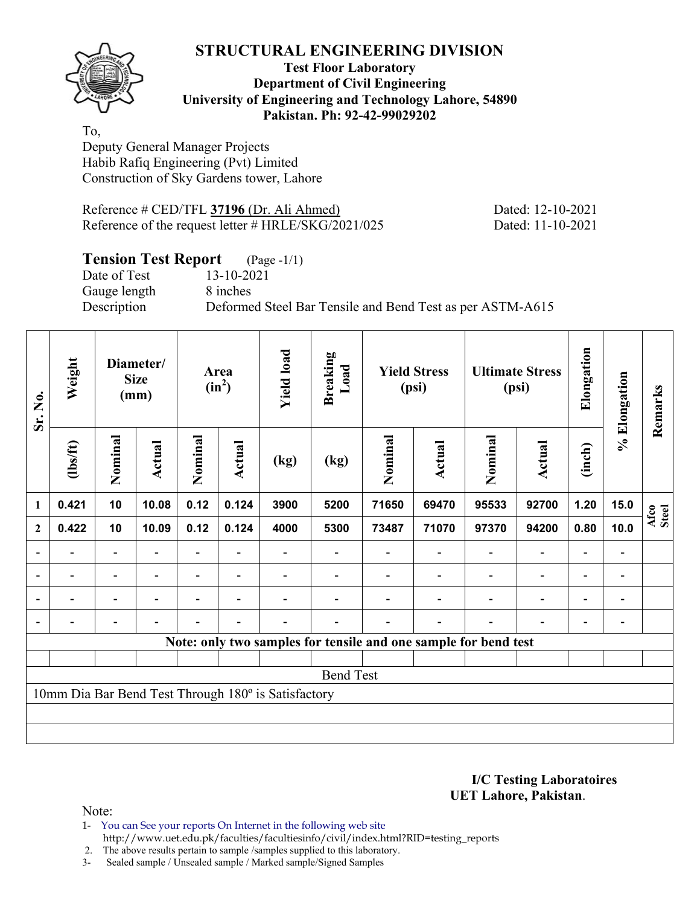# STRUCTURAL ENGINEERING DIVISION

**Test Floor Laboratory**
**Department of Civil Engineering**
**University of Engineering and Technology Lahore, 54890**
**Pakistan. Ph: 92-42-99029202**

To,
Deputy General Manager Projects
Habib Rafiq Engineering (Pvt) Limited
Construction of Sky Gardens tower, Lahore

Reference # CED/TFL **37196** (Dr. Ali Ahmed) Dated: 12-10-2021
Reference of the request letter # HRLE/SKG/2021/025 Dated: 11-10-2021

## Tension Test Report (Page -1/1)

Date of Test 13-10-2021
Gauge length 8 inches
Description Deformed Steel Bar Tensile and Bend Test as per ASTM-A615

| Sr. No. | Weight | Diameter/ Size (mm) | | Area ($in^2$) | | Yield load | Breaking Load | Yield Stress (psi) | | Ultimate Stress (psi) | | Elongation | % Elongation | Remarks |
|---|---|---|---|---|---|---|---|---|---|---|---|---|---|---|
| | (lbs/ft) | Nominal | Actual | Nominal | Actual | (kg) | (kg) | Nominal | Actual | Nominal | Actual | (inch) | | |
| 1 | 0.421 | 10 | 10.08 | 0.12 | 0.124 | 3900 | 5200 | 71650 | 69470 | 95533 | 92700 | 1.20 | 15.0 | Afco Steel |
| 2 | 0.422 | 10 | 10.09 | 0.12 | 0.124 | 4000 | 5300 | 73487 | 71070 | 97370 | 94200 | 0.80 | 10.0 | |
| - | - | - | - | - | - | - | - | - | - | - | - | - | - | |
| - | - | - | - | - | - | - | - | - | - | - | - | - | - | |
| - | - | - | - | - | - | - | - | - | - | - | - | - | - | |
| - | - | - | - | - | - | - | - | - | - | - | - | - | - | |

**Note: only two samples for tensile and one sample for bend test**

Bend Test

10mm Dia Bar Bend Test Through 180º is Satisfactory

**I/C Testing Laboratoires**
**UET Lahore, Pakistan**.

Note:
1- You can See your reports On Internet in the following web site
http://www.uet.edu.pk/faculties/facultiesinfo/civil/index.html?RID=testing_reports
2. The above results pertain to sample /samples supplied to this laboratory.
3- Sealed sample / Unsealed sample / Marked sample/Signed Samples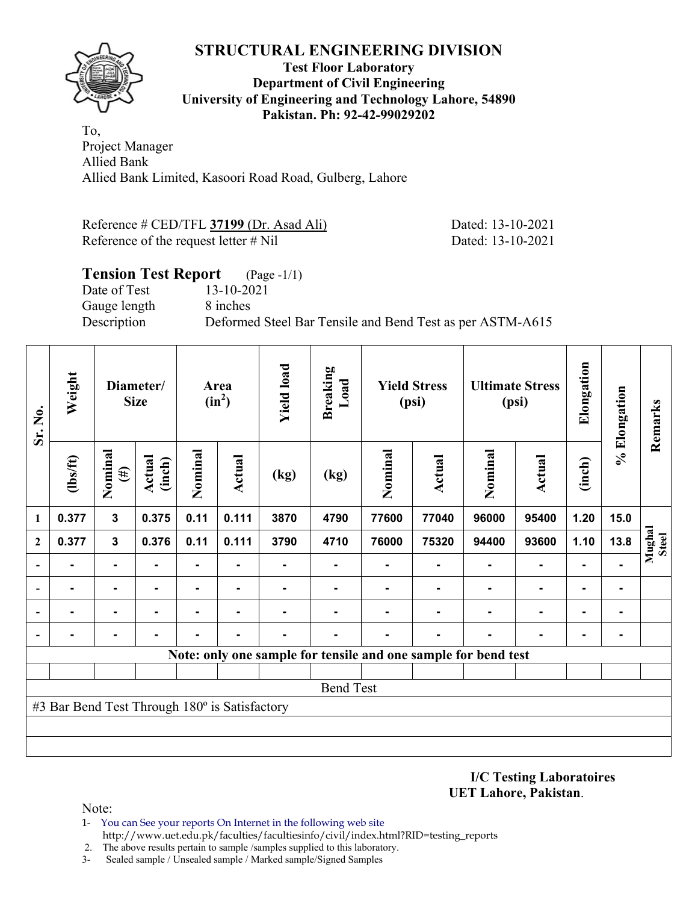# STRUCTURAL ENGINEERING DIVISION

**Test Floor Laboratory**
**Department of Civil Engineering**
**University of Engineering and Technology Lahore, 54890**
**Pakistan. Ph: 92-42-99029202**

To,
Project Manager
Allied Bank
Allied Bank Limited, Kasoori Road Road, Gulberg, Lahore

Reference # CED/TFL **37199** (Dr. Asad Ali) Dated: 13-10-2021
Reference of the request letter # Nil Dated: 13-10-2021

## Tension Test Report (Page -1/1)

Date of Test 13-10-2021
Gauge length 8 inches
Description Deformed Steel Bar Tensile and Bend Test as per ASTM-A615

| Sr. No. | Weight | Diameter/ Size | | Area ($in^2$) | | Yield load | Breaking Load | Yield Stress (psi) | | Ultimate Stress (psi) | | Elongation | % Elongation | Remarks |
|---|---|---|---|---|---|---|---|---|---|---|---|---|---|---|
| | (lbs/ft) | Nominal (#) | Actual (inch) | Nominal | Actual | (kg) | (kg) | Nominal | Actual | Nominal | Actual | (inch) | | |
| 1 | 0.377 | 3 | 0.375 | 0.11 | 0.111 | 3870 | 4790 | 77600 | 77040 | 96000 | 95400 | 1.20 | 15.0 | Mughal Steel |
| 2 | 0.377 | 3 | 0.376 | 0.11 | 0.111 | 3790 | 4710 | 76000 | 75320 | 94400 | 93600 | 1.10 | 13.8 | |
| - | - | - | - | - | - | - | - | - | - | - | - | - | - | |
| - | - | - | - | - | - | - | - | - | - | - | - | - | - | |
| - | - | - | - | - | - | - | - | - | - | - | - | - | - | |
| - | - | - | - | - | - | - | - | - | - | - | - | - | - | |
| Note: only one sample for tensile and one sample for bend test | | | | | | | | | | | | | | |
| Bend Test | | | | | | | | | | | | | | |
| #3 Bar Bend Test Through 180º is Satisfactory | | | | | | | | | | | | | | |

**I/C Testing Laboratoires**
**UET Lahore, Pakistan**.

Note:
1- You can See your reports On Internet in the following web site
http://www.uet.edu.pk/faculties/facultiesinfo/civil/index.html?RID=testing_reports
2. The above results pertain to sample /samples supplied to this laboratory.
3- Sealed sample / Unsealed sample / Marked sample/Signed Samples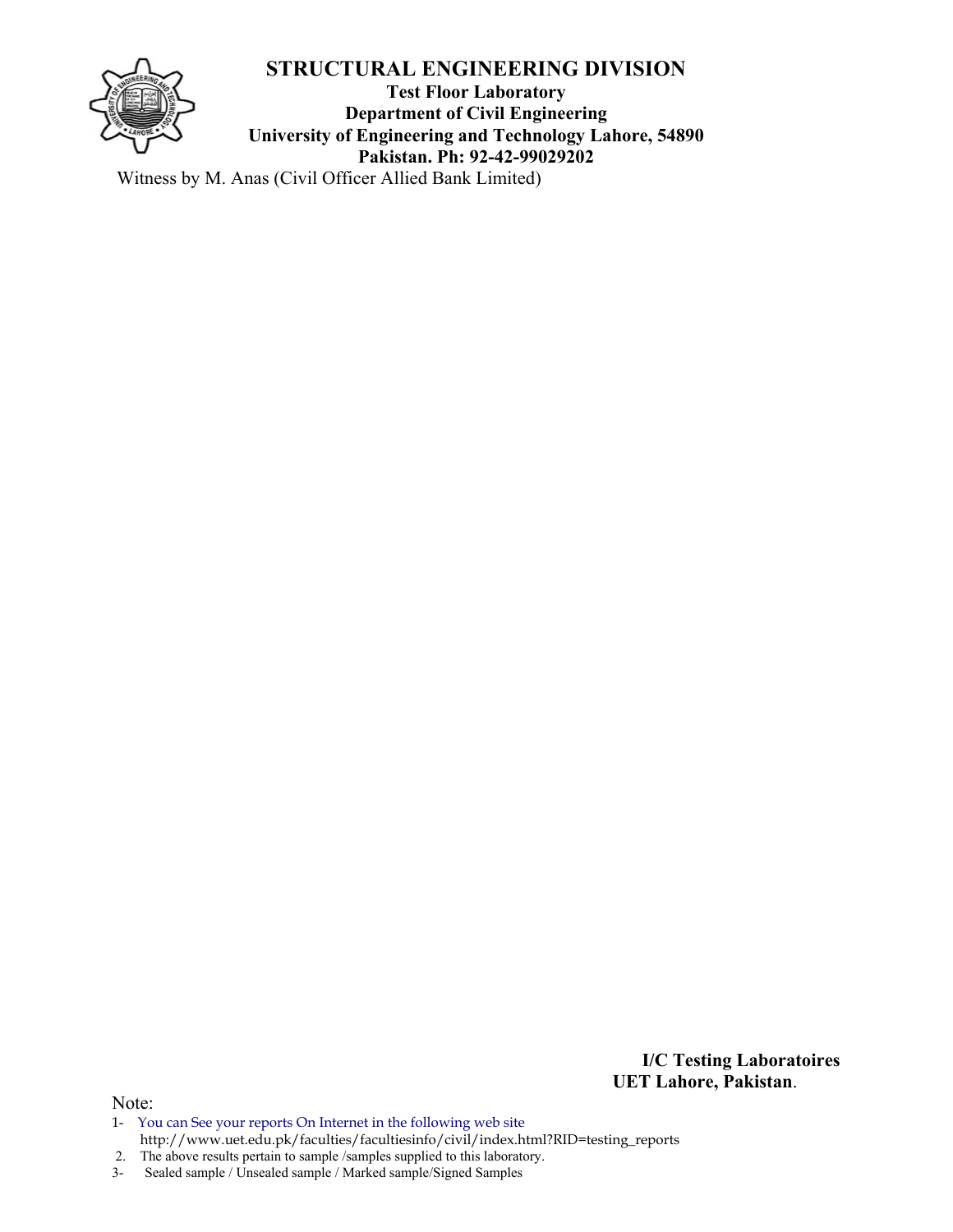# STRUCTURAL ENGINEERING DIVISION

**Test Floor Laboratory**
**Department of Civil Engineering**
**University of Engineering and Technology Lahore, 54890**
**Pakistan. Ph: 92-42-99029202**

Witness by M. Anas (Civil Officer Allied Bank Limited)

**I/C Testing Laboratoires**
**UET Lahore, Pakistan**.

Note:

1- You can See your reports On Internet in the following web site
http://www.uet.edu.pk/faculties/facultiesinfo/civil/index.html?RID=testing_reports
2. The above results pertain to sample /samples supplied to this laboratory.
3- Sealed sample / Unsealed sample / Marked sample/Signed Samples